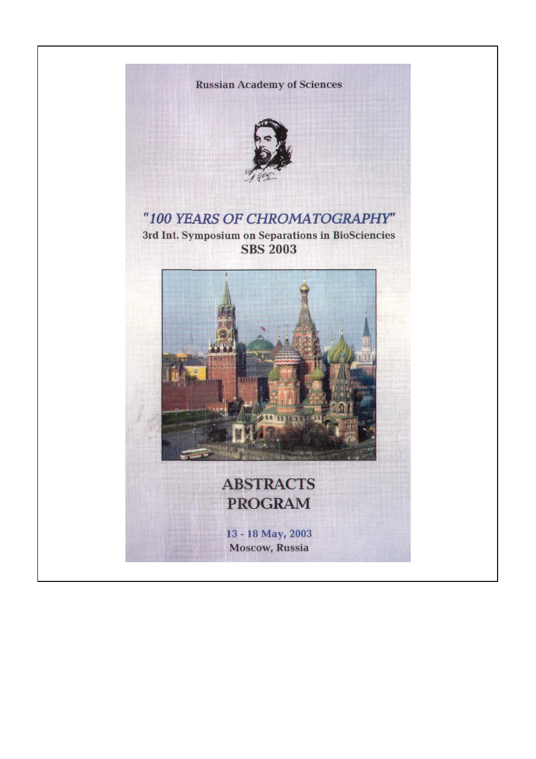Russian Academy of Sciences

# *"100 YEARS OF CHROMATOGRAPHY"*

**3rd Int. Symposium on Separations in BioSciencies**

**SBS 2003**

# ABSTRACTS
# PROGRAM

13 - 18 May, 2003

Moscow, Russia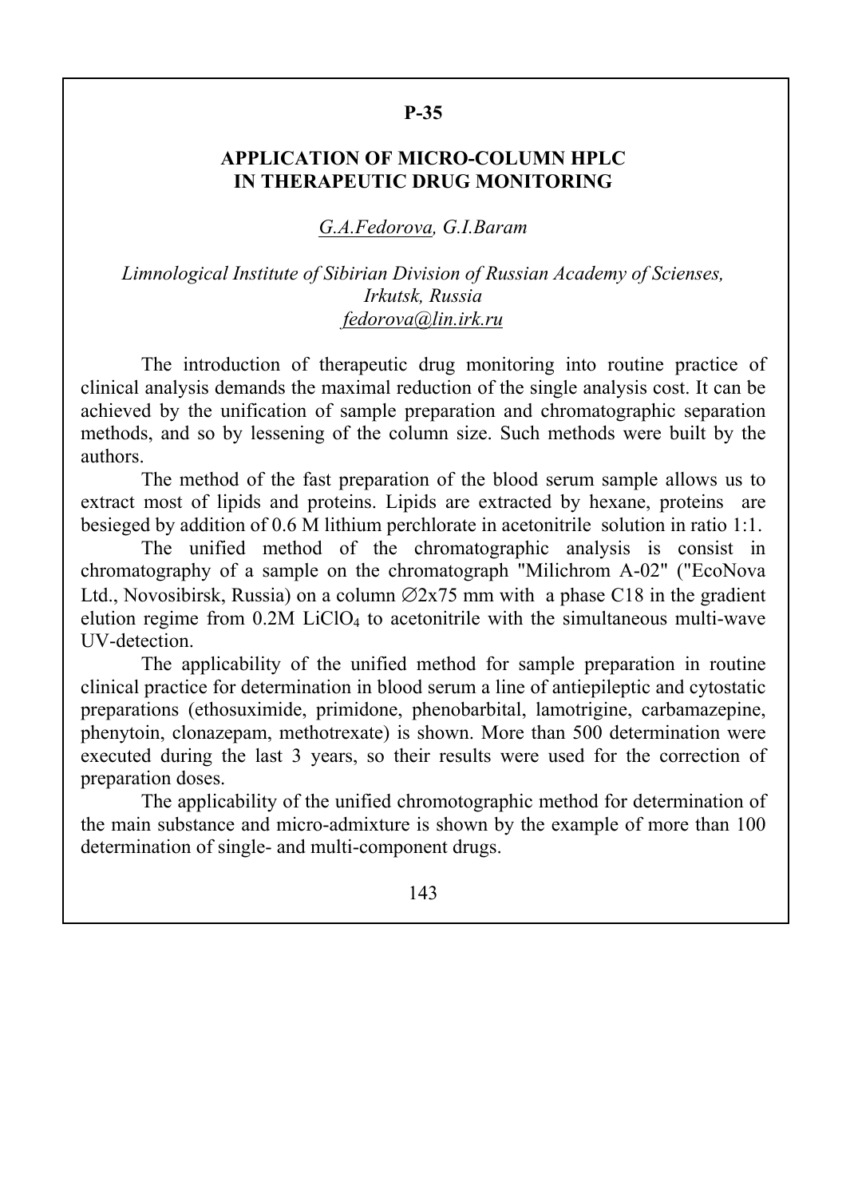**P-35**

## APPLICATION OF MICRO-COLUMN HPLC IN THERAPEUTIC DRUG MONITORING

*G.A.Fedorova, G.I.Baram*

*Limnological Institute of Sibirian Division of Russian Academy of Scienses, Irkutsk, Russia*
*fedorova@lin.irk.ru*

The introduction of therapeutic drug monitoring into routine practice of clinical analysis demands the maximal reduction of the single analysis cost. It can be achieved by the unification of sample preparation and chromatographic separation methods, and so by lessening of the column size. Such methods were built by the authors.

The method of the fast preparation of the blood serum sample allows us to extract most of lipids and proteins. Lipids are extracted by hexane, proteins are besieged by addition of 0.6 M lithium perchlorate in acetonitrile solution in ratio 1:1.

The unified method of the chromatographic analysis is consist in chromatography of a sample on the chromatograph "Milichrom A-02" ("EcoNova Ltd., Novosibirsk, Russia) on a column ∅2x75 mm with a phase C18 in the gradient elution regime from 0.2M $LiClO_4$ to acetonitrile with the simultaneous multi-wave UV-detection.

The applicability of the unified method for sample preparation in routine clinical practice for determination in blood serum a line of antiepileptic and cytostatic preparations (ethosuximide, primidone, phenobarbital, lamotrigine, carbamazepine, phenytoin, clonazepam, methotrexate) is shown. More than 500 determination were executed during the last 3 years, so their results were used for the correction of preparation doses.

The applicability of the unified chromotographic method for determination of the main substance and micro-admixture is shown by the example of more than 100 determination of single- and multi-component drugs.